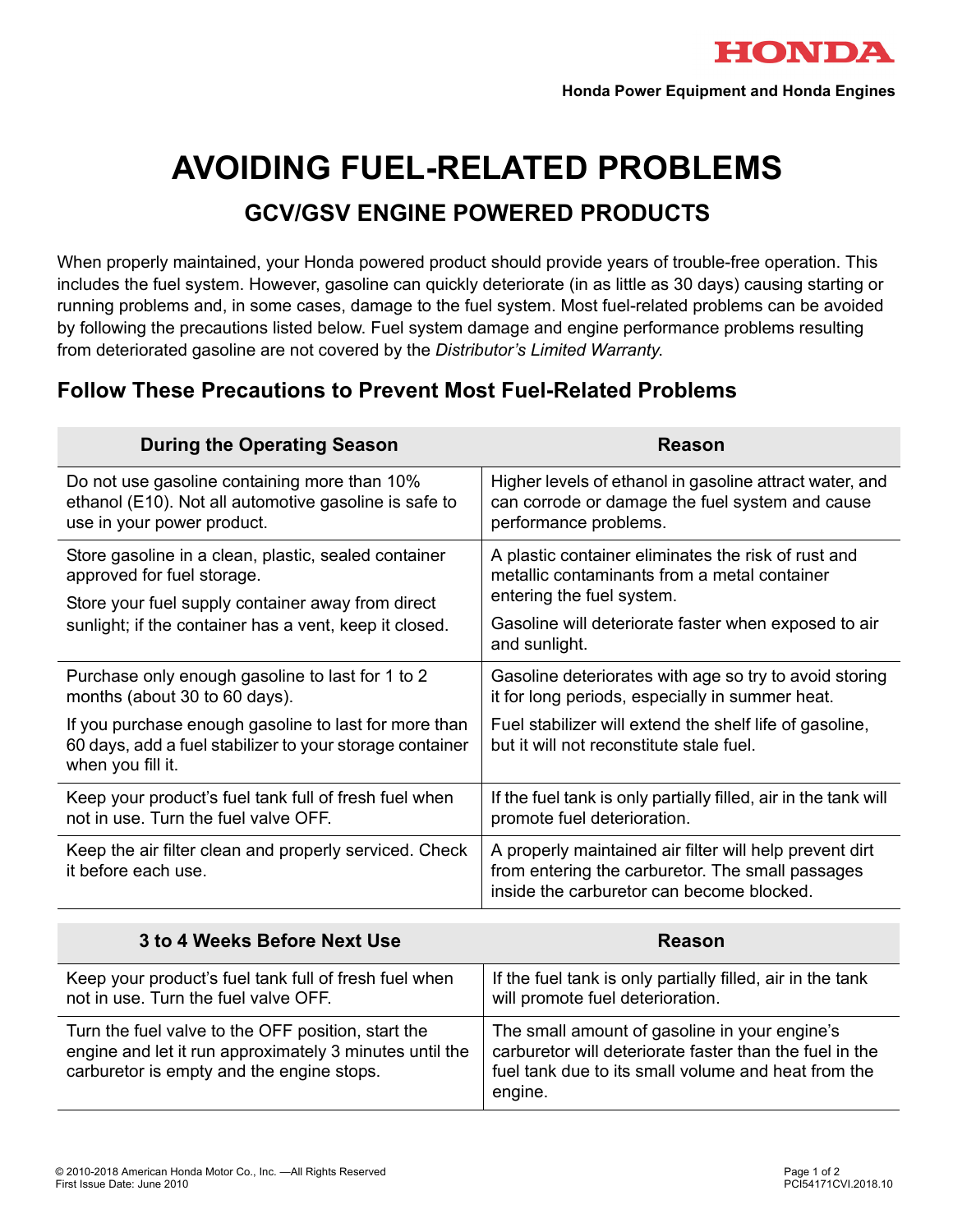HONDA

Honda Power Equipment and Honda Engines

# AVOIDING FUEL-RELATED PROBLEMS

## GCV/GSV ENGINE POWERED PRODUCTS

When properly maintained, your Honda powered product should provide years of trouble-free operation. This includes the fuel system. However, gasoline can quickly deteriorate (in as little as 30 days) causing starting or running problems and, in some cases, damage to the fuel system. Most fuel-related problems can be avoided by following the precautions listed below. Fuel system damage and engine performance problems resulting from deteriorated gasoline are not covered by the *Distributor's Limited Warranty*.

### Follow These Precautions to Prevent Most Fuel-Related Problems

| During the Operating Season | Reason |
| --- | --- |
| Do not use gasoline containing more than 10% ethanol (E10). Not all automotive gasoline is safe to use in your power product. | Higher levels of ethanol in gasoline attract water, and can corrode or damage the fuel system and cause performance problems. |
| Store gasoline in a clean, plastic, sealed container approved for fuel storage.<br>Store your fuel supply container away from direct sunlight; if the container has a vent, keep it closed. | A plastic container eliminates the risk of rust and metallic contaminants from a metal container entering the fuel system.<br>Gasoline will deteriorate faster when exposed to air and sunlight. |
| Purchase only enough gasoline to last for 1 to 2 months (about 30 to 60 days).<br>If you purchase enough gasoline to last for more than 60 days, add a fuel stabilizer to your storage container when you fill it. | Gasoline deteriorates with age so try to avoid storing it for long periods, especially in summer heat.<br>Fuel stabilizer will extend the shelf life of gasoline, but it will not reconstitute stale fuel. |
| Keep your product's fuel tank full of fresh fuel when not in use. Turn the fuel valve OFF. | If the fuel tank is only partially filled, air in the tank will promote fuel deterioration. |
| Keep the air filter clean and properly serviced. Check it before each use. | A properly maintained air filter will help prevent dirt from entering the carburetor. The small passages inside the carburetor can become blocked. |

| 3 to 4 Weeks Before Next Use | Reason |
| --- | --- |
| Keep your product's fuel tank full of fresh fuel when not in use. Turn the fuel valve OFF. | If the fuel tank is only partially filled, air in the tank will promote fuel deterioration. |
| Turn the fuel valve to the OFF position, start the engine and let it run approximately 3 minutes until the carburetor is empty and the engine stops. | The small amount of gasoline in your engine's carburetor will deteriorate faster than the fuel in the fuel tank due to its small volume and heat from the engine. |

© 2010-2018 American Honda Motor Co., Inc. —All Rights Reserved
First Issue Date: June 2010

PCI54171CVI.2018.10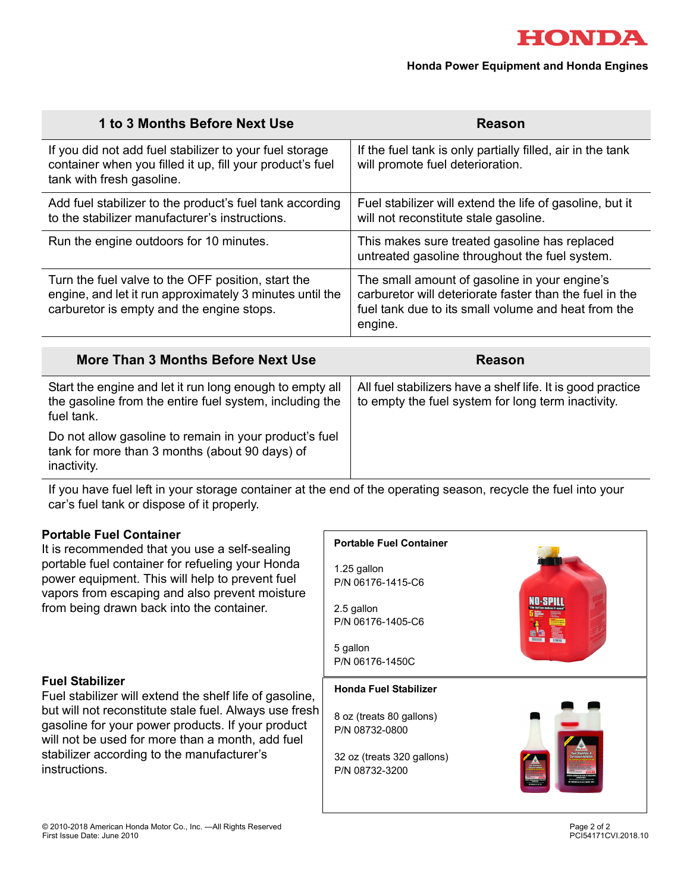| 1 to 3 Months Before Next Use | Reason |
|---|---|
| If you did not add fuel stabilizer to your fuel storage container when you filled it up, fill your product's fuel tank with fresh gasoline. | If the fuel tank is only partially filled, air in the tank will promote fuel deterioration. |
| Add fuel stabilizer to the product's fuel tank according to the stabilizer manufacturer's instructions. | Fuel stabilizer will extend the life of gasoline, but it will not reconstitute stale gasoline. |
| Run the engine outdoors for 10 minutes. | This makes sure treated gasoline has replaced untreated gasoline throughout the fuel system. |
| Turn the fuel valve to the OFF position, start the engine, and let it run approximately 3 minutes until the carburetor is empty and the engine stops. | The small amount of gasoline in your engine's carburetor will deteriorate faster than the fuel in the fuel tank due to its small volume and heat from the engine. |

| More Than 3 Months Before Next Use | Reason |
|---|---|
| Start the engine and let it run long enough to empty all the gasoline from the entire fuel system, including the fuel tank.<br><br>Do not allow gasoline to remain in your product's fuel tank for more than 3 months (about 90 days) of inactivity. | All fuel stabilizers have a shelf life. It is good practice to empty the fuel system for long term inactivity. |

If you have fuel left in your storage container at the end of the operating season, recycle the fuel into your car's fuel tank or dispose of it properly.

### Portable Fuel Container

It is recommended that you use a self-sealing portable fuel container for refueling your Honda power equipment. This will help to prevent fuel vapors from escaping and also prevent moisture from being drawn back into the container.

**Portable Fuel Container**

1.25 gallon
P/N 06176-1415-C6

2.5 gallon
P/N 06176-1405-C6

5 gallon
P/N 06176-1450C

### Fuel Stabilizer

Fuel stabilizer will extend the shelf life of gasoline, but will not reconstitute stale fuel. Always use fresh gasoline for your power products. If your product will not be used for more than a month, add fuel stabilizer according to the manufacturer's instructions.

**Honda Fuel Stabilizer**

8 oz (treats 80 gallons)
P/N 08732-0800

32 oz (treats 320 gallons)
P/N 08732-3200

© 2010-2018 American Honda Motor Co., Inc. —All Rights Reserved
First Issue Date: June 2010

PCI54171CVI.2018.10